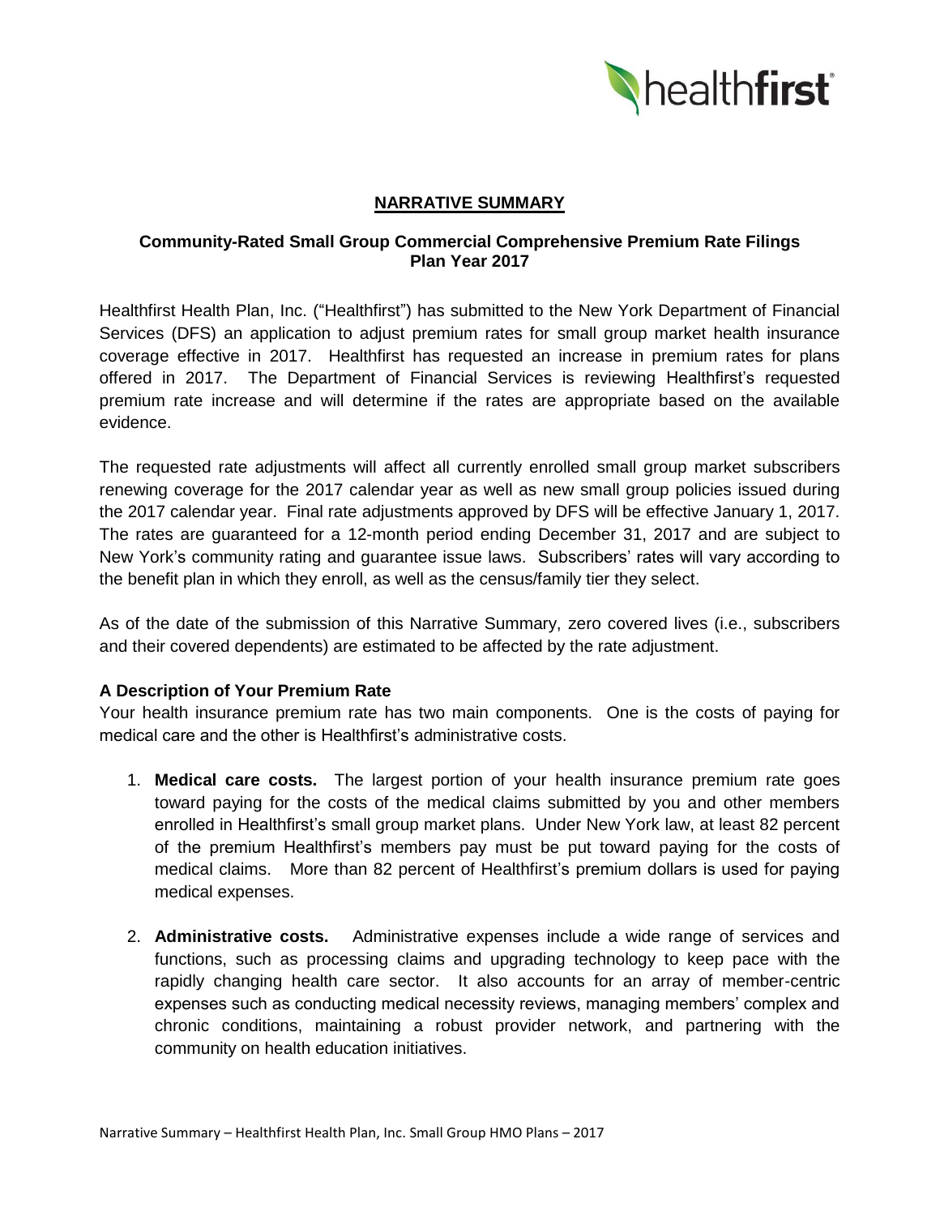## NARRATIVE SUMMARY

### Community-Rated Small Group Commercial Comprehensive Premium Rate Filings Plan Year 2017

Healthfirst Health Plan, Inc. ("Healthfirst") has submitted to the New York Department of Financial Services (DFS) an application to adjust premium rates for small group market health insurance coverage effective in 2017. Healthfirst has requested an increase in premium rates for plans offered in 2017. The Department of Financial Services is reviewing Healthfirst's requested premium rate increase and will determine if the rates are appropriate based on the available evidence.

The requested rate adjustments will affect all currently enrolled small group market subscribers renewing coverage for the 2017 calendar year as well as new small group policies issued during the 2017 calendar year. Final rate adjustments approved by DFS will be effective January 1, 2017. The rates are guaranteed for a 12-month period ending December 31, 2017 and are subject to New York's community rating and guarantee issue laws. Subscribers' rates will vary according to the benefit plan in which they enroll, as well as the census/family tier they select.

As of the date of the submission of this Narrative Summary, zero covered lives (i.e., subscribers and their covered dependents) are estimated to be affected by the rate adjustment.

### A Description of Your Premium Rate

Your health insurance premium rate has two main components. One is the costs of paying for medical care and the other is Healthfirst's administrative costs.

1. **Medical care costs.** The largest portion of your health insurance premium rate goes toward paying for the costs of the medical claims submitted by you and other members enrolled in Healthfirst's small group market plans. Under New York law, at least 82 percent of the premium Healthfirst's members pay must be put toward paying for the costs of medical claims. More than 82 percent of Healthfirst's premium dollars is used for paying medical expenses.
2. **Administrative costs.** Administrative expenses include a wide range of services and functions, such as processing claims and upgrading technology to keep pace with the rapidly changing health care sector. It also accounts for an array of member-centric expenses such as conducting medical necessity reviews, managing members' complex and chronic conditions, maintaining a robust provider network, and partnering with the community on health education initiatives.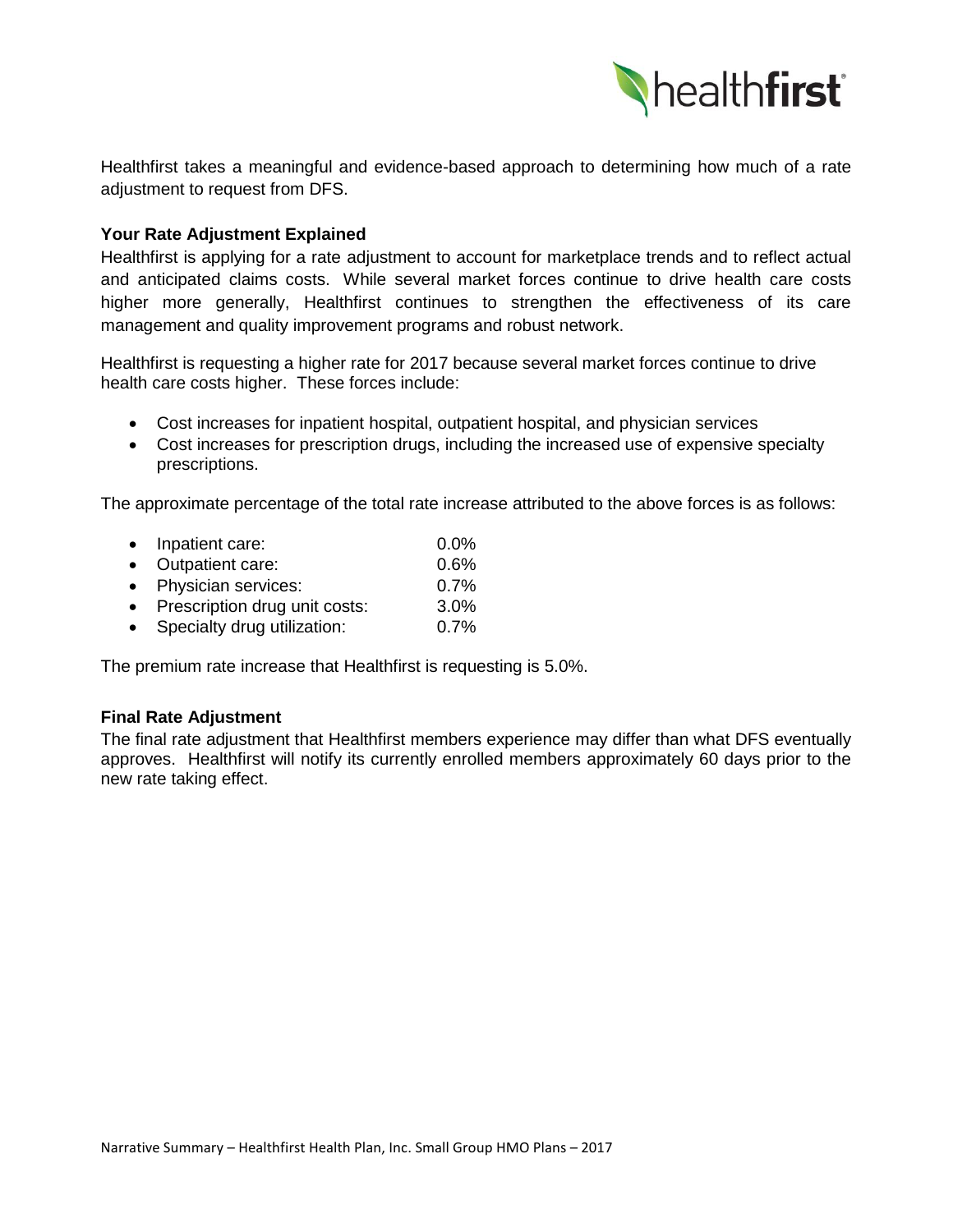Healthfirst takes a meaningful and evidence-based approach to determining how much of a rate adjustment to request from DFS.

**Your Rate Adjustment Explained**

Healthfirst is applying for a rate adjustment to account for marketplace trends and to reflect actual and anticipated claims costs. While several market forces continue to drive health care costs higher more generally, Healthfirst continues to strengthen the effectiveness of its care management and quality improvement programs and robust network.

Healthfirst is requesting a higher rate for 2017 because several market forces continue to drive health care costs higher. These forces include:

- Cost increases for inpatient hospital, outpatient hospital, and physician services
- Cost increases for prescription drugs, including the increased use of expensive specialty prescriptions.

The approximate percentage of the total rate increase attributed to the above forces is as follows:

- Inpatient care: 0.0%
- Outpatient care: 0.6%
- Physician services: 0.7%
- Prescription drug unit costs: 3.0%
- Specialty drug utilization: 0.7%

The premium rate increase that Healthfirst is requesting is 5.0%.

**Final Rate Adjustment**

The final rate adjustment that Healthfirst members experience may differ than what DFS eventually approves. Healthfirst will notify its currently enrolled members approximately 60 days prior to the new rate taking effect.